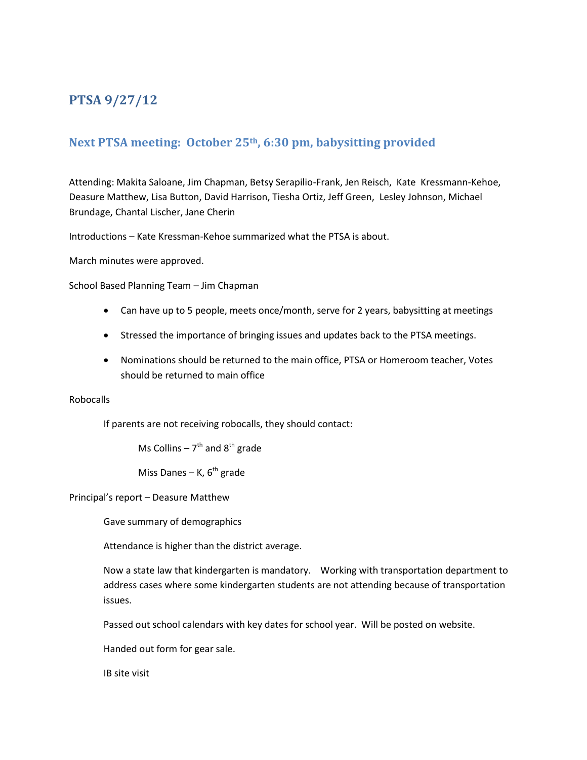# PTSA 9/27/12

## Next PTSA meeting: October 25th, 6:30 pm, babysitting provided

Attending: Makita Saloane, Jim Chapman, Betsy Serapilio-Frank, Jen Reisch, Kate Kressmann-Kehoe, Deasure Matthew, Lisa Button, David Harrison, Tiesha Ortiz, Jeff Green, Lesley Johnson, Michael Brundage, Chantal Lischer, Jane Cherin

Introductions – Kate Kressman-Kehoe summarized what the PTSA is about.

March minutes were approved.

School Based Planning Team – Jim Chapman

- Can have up to 5 people, meets once/month, serve for 2 years, babysitting at meetings
- Stressed the importance of bringing issues and updates back to the PTSA meetings.
- Nominations should be returned to the main office, PTSA or Homeroom teacher, Votes should be returned to main office

Robocalls

If parents are not receiving robocalls, they should contact:

Ms Collins – 7th and 8th grade

Miss Danes – K, 6th grade

Principal's report – Deasure Matthew

Gave summary of demographics

Attendance is higher than the district average.

Now a state law that kindergarten is mandatory. Working with transportation department to address cases where some kindergarten students are not attending because of transportation issues.

Passed out school calendars with key dates for school year. Will be posted on website.

Handed out form for gear sale.

IB site visit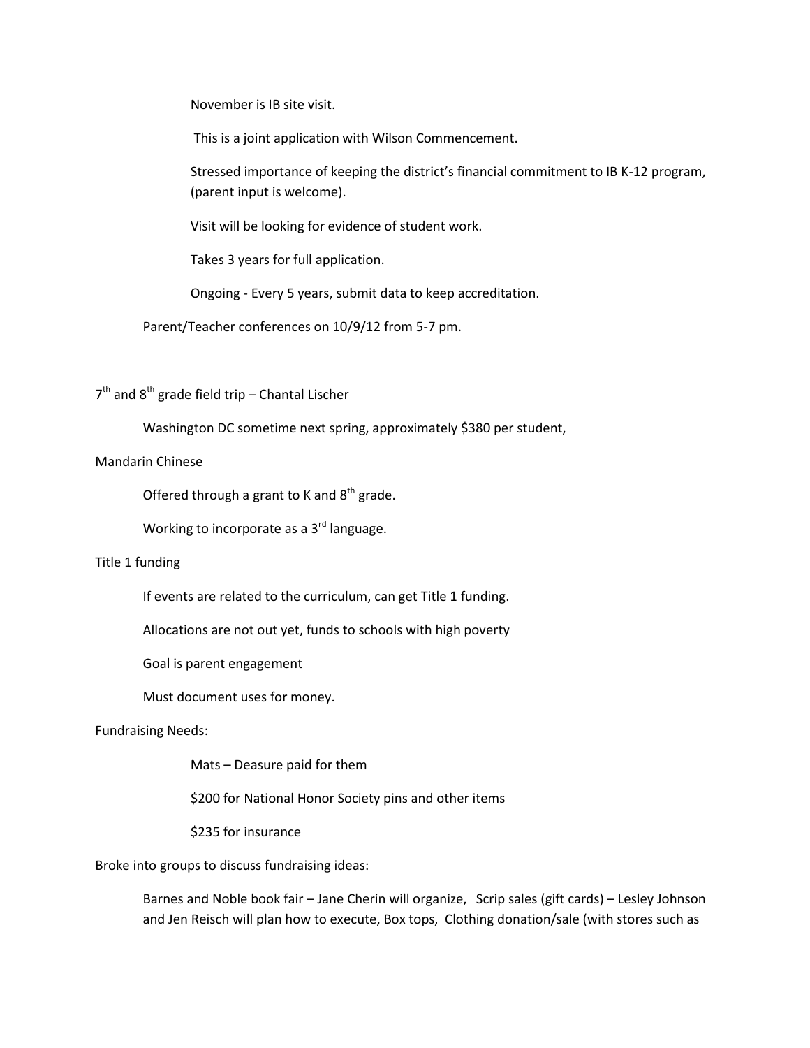November is IB site visit.

This is a joint application with Wilson Commencement.

Stressed importance of keeping the district's financial commitment to IB K-12 program, (parent input is welcome).

Visit will be looking for evidence of student work.

Takes 3 years for full application.

Ongoing - Every 5 years, submit data to keep accreditation.

Parent/Teacher conferences on 10/9/12 from 5-7 pm.

7th and 8th grade field trip – Chantal Lischer

Washington DC sometime next spring, approximately $380 per student,

Mandarin Chinese

Offered through a grant to K and 8th grade.

Working to incorporate as a 3rd language.

Title 1 funding

If events are related to the curriculum, can get Title 1 funding.

Allocations are not out yet, funds to schools with high poverty

Goal is parent engagement

Must document uses for money.

Fundraising Needs:

Mats – Deasure paid for them

$200 for National Honor Society pins and other items

$235 for insurance

Broke into groups to discuss fundraising ideas:

Barnes and Noble book fair – Jane Cherin will organize, Scrip sales (gift cards) – Lesley Johnson and Jen Reisch will plan how to execute, Box tops, Clothing donation/sale (with stores such as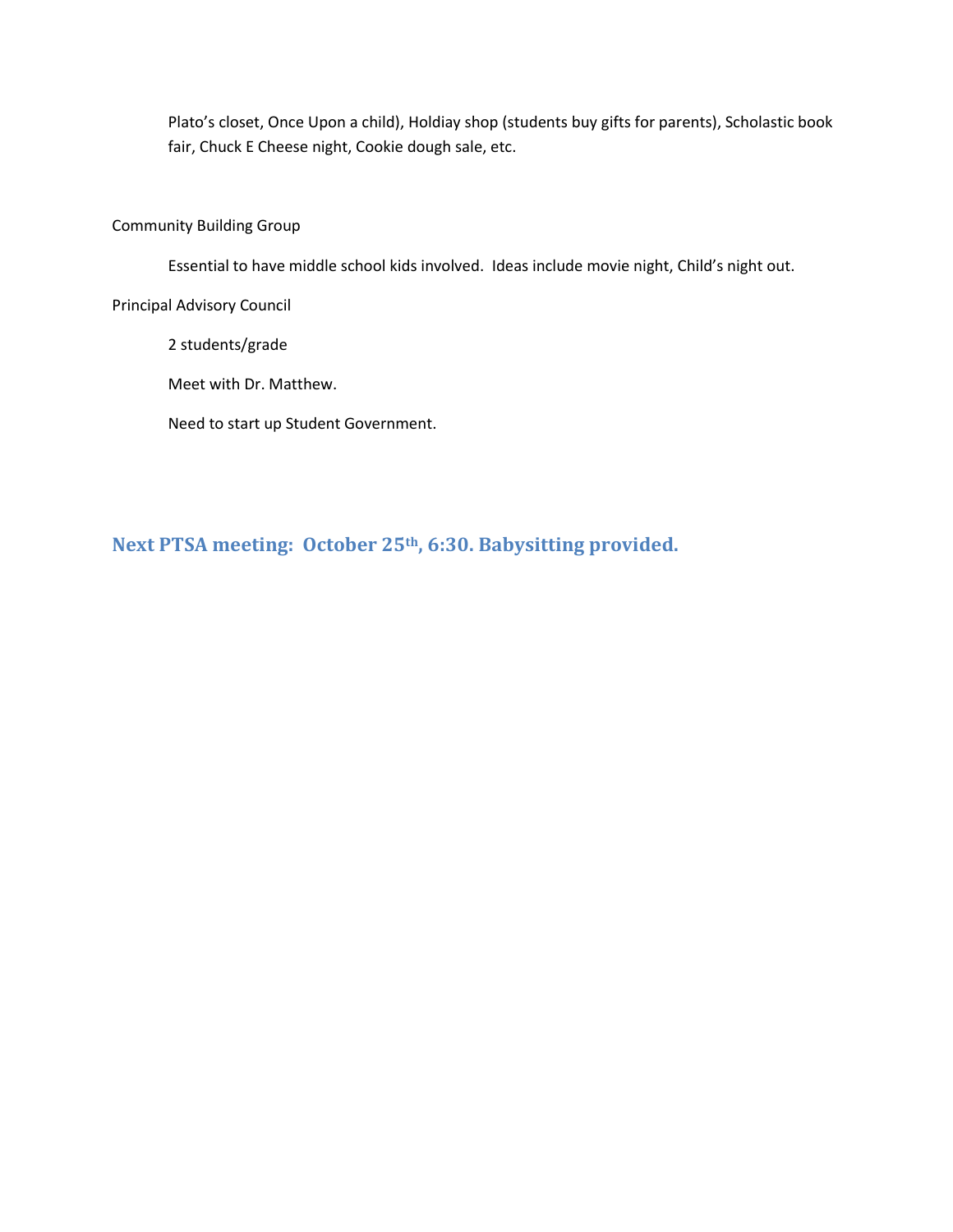Plato's closet, Once Upon a child), Holdiay shop (students buy gifts for parents), Scholastic book fair, Chuck E Cheese night, Cookie dough sale, etc.

Community Building Group

Essential to have middle school kids involved. Ideas include movie night, Child's night out.

Principal Advisory Council

2 students/grade

Meet with Dr. Matthew.

Need to start up Student Government.

**Next PTSA meeting: October 25th, 6:30. Babysitting provided.**